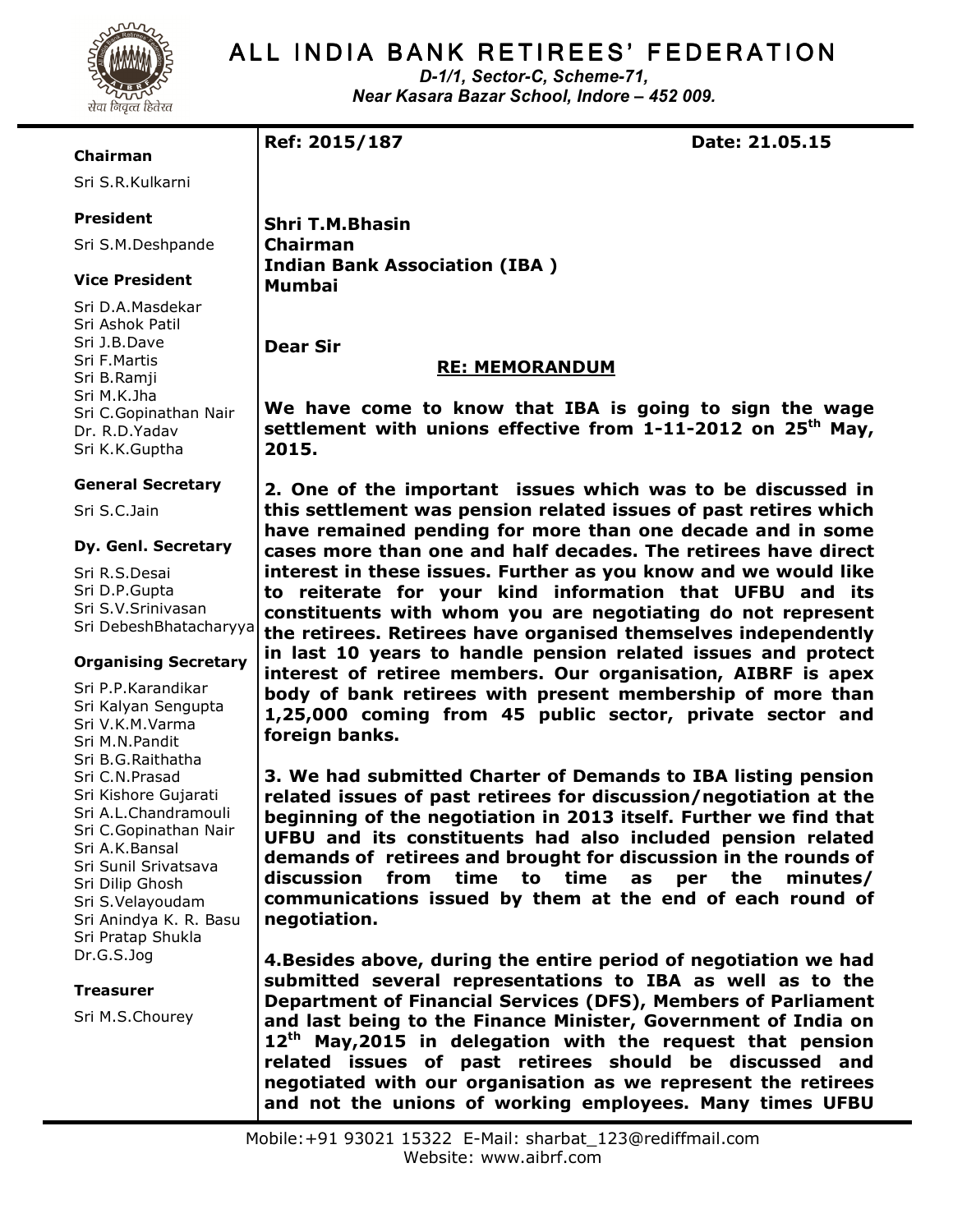# ALL INDIA BANK RETIREES' FEDERATION

*D-1/1, Sector-C, Scheme-71,*
*Near Kasara Bazar School, Indore – 452 009.*

**Chairman**
Sri S.R.Kulkarni

**President**
Sri S.M.Deshpande

**Vice President**
Sri D.A.Masdekar
Sri Ashok Patil
Sri J.B.Dave
Sri F.Martis
Sri B.Ramji
Sri M.K.Jha
Sri C.Gopinathan Nair
Dr. R.D.Yadav
Sri K.K.Guptha

**General Secretary**
Sri S.C.Jain

**Dy. Genl. Secretary**
Sri R.S.Desai
Sri D.P.Gupta
Sri S.V.Srinivasan
Sri DebeshBhatacharyya

**Organising Secretary**
Sri P.P.Karandikar
Sri Kalyan Sengupta
Sri V.K.M.Varma
Sri M.N.Pandit
Sri B.G.Raithatha
Sri C.N.Prasad
Sri Kishore Gujarati
Sri A.L.Chandramouli
Sri C.Gopinathan Nair
Sri A.K.Bansal
Sri Sunil Srivatsava
Sri Dilip Ghosh
Sri S.Velayoudam
Sri Anindya K. R. Basu
Sri Pratap Shukla
Dr.G.S.Jog

**Treasurer**
Sri M.S.Chourey

---

**Ref: 2015/187** **Date: 21.05.15**

**Shri T.M.Bhasin**
**Chairman**
**Indian Bank Association (IBA )**
**Mumbai**

**Dear Sir**

**RE: MEMORANDUM**

**We have come to know that IBA is going to sign the wage settlement with unions effective from 1-11-2012 on 25th May, 2015.**

**2. One of the important issues which was to be discussed in this settlement was pension related issues of past retires which have remained pending for more than one decade and in some cases more than one and half decades. The retirees have direct interest in these issues. Further as you know and we would like to reiterate for your kind information that UFBU and its constituents with whom you are negotiating do not represent the retirees. Retirees have organised themselves independently in last 10 years to handle pension related issues and protect interest of retiree members. Our organisation, AIBRF is apex body of bank retirees with present membership of more than 1,25,000 coming from 45 public sector, private sector and foreign banks.**

**3. We had submitted Charter of Demands to IBA listing pension related issues of past retirees for discussion/negotiation at the beginning of the negotiation in 2013 itself. Further we find that UFBU and its constituents had also included pension related demands of retirees and brought for discussion in the rounds of discussion from time to time as per the minutes/ communications issued by them at the end of each round of negotiation.**

**4.Besides above, during the entire period of negotiation we had submitted several representations to IBA as well as to the Department of Financial Services (DFS), Members of Parliament and last being to the Finance Minister, Government of India on 12th May,2015 in delegation with the request that pension related issues of past retirees should be discussed and negotiated with our organisation as we represent the retirees and not the unions of working employees. Many times UFBU**

Mobile:+91 93021 15322 E-Mail: sharbat_123@rediffmail.com
Website: www.aibrf.com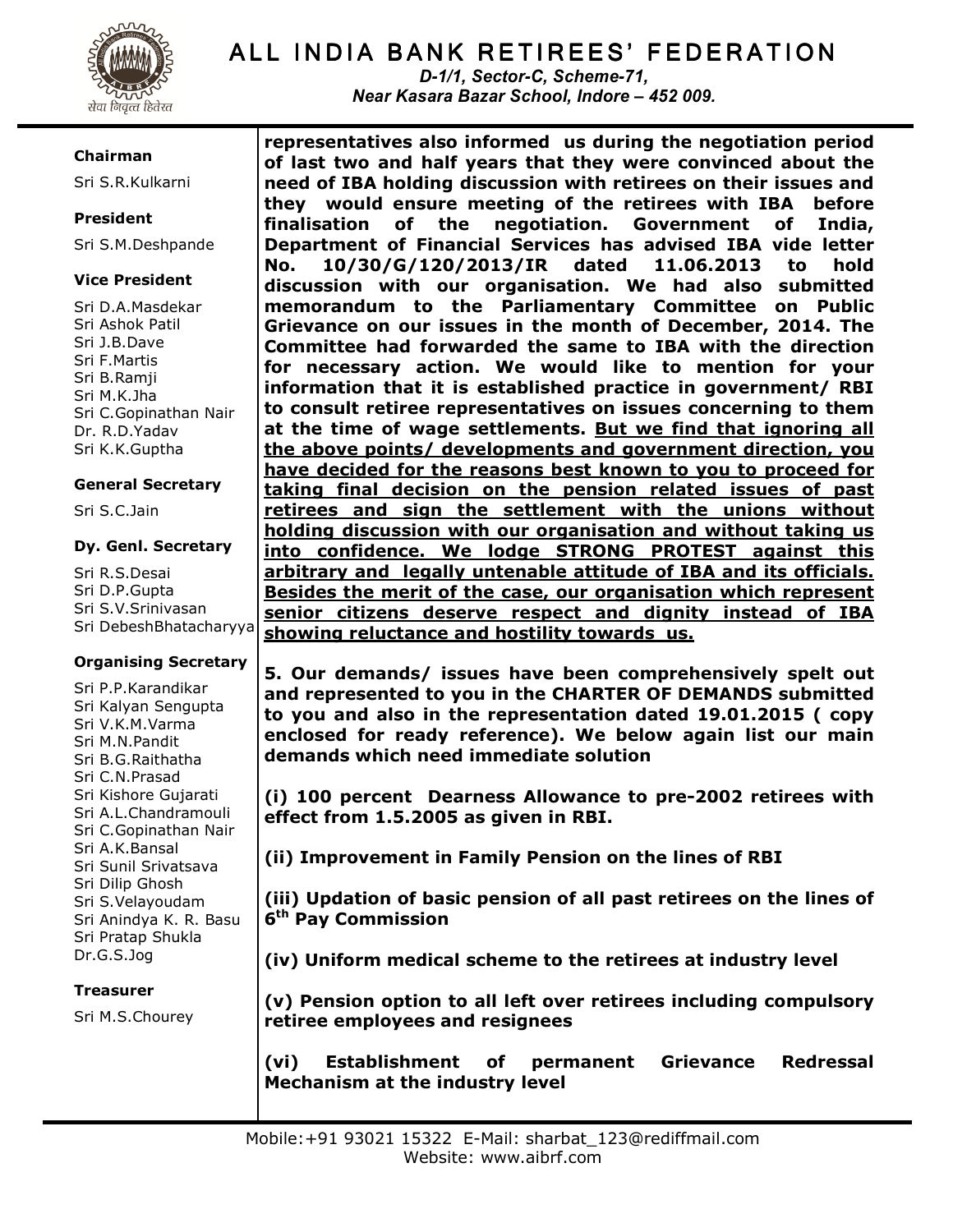# ALL INDIA BANK RETIREES' FEDERATION

*D-1/1, Sector-C, Scheme-71,*
*Near Kasara Bazar School, Indore – 452 009.*

**Chairman**
Sri S.R.Kulkarni

**President**
Sri S.M.Deshpande

**Vice President**
Sri D.A.Masdekar
Sri Ashok Patil
Sri J.B.Dave
Sri F.Martis
Sri B.Ramji
Sri M.K.Jha
Sri C.Gopinathan Nair
Dr. R.D.Yadav
Sri K.K.Guptha

**General Secretary**
Sri S.C.Jain

**Dy. Genl. Secretary**
Sri R.S.Desai
Sri D.P.Gupta
Sri S.V.Srinivasan
Sri DebeshBhatacharyya

**Organising Secretary**
Sri P.P.Karandikar
Sri Kalyan Sengupta
Sri V.K.M.Varma
Sri M.N.Pandit
Sri B.G.Raithatha
Sri C.N.Prasad
Sri Kishore Gujarati
Sri A.L.Chandramouli
Sri C.Gopinathan Nair
Sri A.K.Bansal
Sri Sunil Srivatsava
Sri Dilip Ghosh
Sri S.Velayoudam
Sri Anindya K. R. Basu
Sri Pratap Shukla
Dr.G.S.Jog

**Treasurer**
Sri M.S.Chourey

**representatives also informed us during the negotiation period of last two and half years that they were convinced about the need of IBA holding discussion with retirees on their issues and they would ensure meeting of the retirees with IBA before finalisation of the negotiation. Government of India, Department of Financial Services has advised IBA vide letter No. 10/30/G/120/2013/IR dated 11.06.2013 to hold discussion with our organisation. We had also submitted memorandum to the Parliamentary Committee on Public Grievance on our issues in the month of December, 2014. The Committee had forwarded the same to IBA with the direction for necessary action. We would like to mention for your information that it is established practice in government/ RBI to consult retiree representatives on issues concerning to them at the time of wage settlements. <u>But we find that ignoring all the above points/ developments and government direction, you have decided for the reasons best known to you to proceed for taking final decision on the pension related issues of past retirees and sign the settlement with the unions without holding discussion with our organisation and without taking us into confidence. We lodge STRONG PROTEST against this arbitrary and legally untenable attitude of IBA and its officials. Besides the merit of the case, our organisation which represent senior citizens deserve respect and dignity instead of IBA showing reluctance and hostility towards us.</u>**

**5. Our demands/ issues have been comprehensively spelt out and represented to you in the CHARTER OF DEMANDS submitted to you and also in the representation dated 19.01.2015 ( copy enclosed for ready reference). We below again list our main demands which need immediate solution**

**(i) 100 percent Dearness Allowance to pre-2002 retirees with effect from 1.5.2005 as given in RBI.**

**(ii) Improvement in Family Pension on the lines of RBI**

**(iii) Updation of basic pension of all past retirees on the lines of 6th Pay Commission**

**(iv) Uniform medical scheme to the retirees at industry level**

**(v) Pension option to all left over retirees including compulsory retiree employees and resignees**

**(vi) Establishment of permanent Grievance Redressal Mechanism at the industry level**

Mobile:+91 93021 15322 E-Mail: sharbat_123@rediffmail.com
Website: www.aibrf.com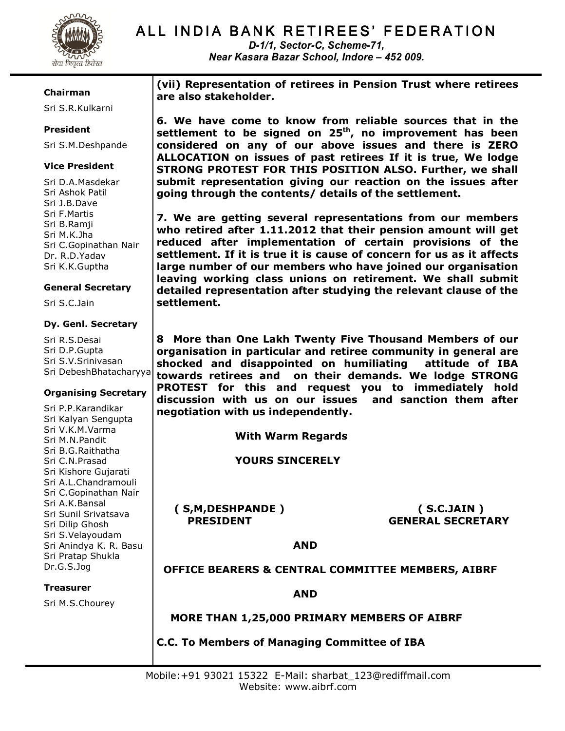# ALL INDIA BANK RETIREES' FEDERATION

*D-1/1, Sector-C, Scheme-71,*
*Near Kasara Bazar School, Indore – 452 009.*

**Chairman**
Sri S.R.Kulkarni

**President**
Sri S.M.Deshpande

**Vice President**
Sri D.A.Masdekar
Sri Ashok Patil
Sri J.B.Dave
Sri F.Martis
Sri B.Ramji
Sri M.K.Jha
Sri C.Gopinathan Nair
Dr. R.D.Yadav
Sri K.K.Guptha

**General Secretary**
Sri S.C.Jain

**Dy. Genl. Secretary**
Sri R.S.Desai
Sri D.P.Gupta
Sri S.V.Srinivasan
Sri DebeshBhatacharyya

**Organising Secretary**
Sri P.P.Karandikar
Sri Kalyan Sengupta
Sri V.K.M.Varma
Sri M.N.Pandit
Sri B.G.Raithatha
Sri C.N.Prasad
Sri Kishore Gujarati
Sri A.L.Chandramouli
Sri C.Gopinathan Nair
Sri A.K.Bansal
Sri Sunil Srivatsava
Sri Dilip Ghosh
Sri S.Velayoudam
Sri Anindya K. R. Basu
Sri Pratap Shukla
Dr.G.S.Jog

**Treasurer**
Sri M.S.Chourey

**(vii) Representation of retirees in Pension Trust where retirees are also stakeholder.**

**6. We have come to know from reliable sources that in the settlement to be signed on 25th, no improvement has been considered on any of our above issues and there is ZERO ALLOCATION on issues of past retirees If it is true, We lodge STRONG PROTEST FOR THIS POSITION ALSO. Further, we shall submit representation giving our reaction on the issues after going through the contents/ details of the settlement.**

**7. We are getting several representations from our members who retired after 1.11.2012 that their pension amount will get reduced after implementation of certain provisions of the settlement. If it is true it is cause of concern for us as it affects large number of our members who have joined our organisation leaving working class unions on retirement. We shall submit detailed representation after studying the relevant clause of the settlement.**

**8 More than One Lakh Twenty Five Thousand Members of our organisation in particular and retiree community in general are shocked and disappointed on humiliating attitude of IBA towards retirees and on their demands. We lodge STRONG PROTEST for this and request you to immediately hold discussion with us on our issues and sanction them after negotiation with us independently.**

**With Warm Regards**

**YOURS SINCERELY**

**( S,M,DESHPANDE )**
**PRESIDENT**

**( S.C.JAIN )**
**GENERAL SECRETARY**

**AND**

**OFFICE BEARERS & CENTRAL COMMITTEE MEMBERS, AIBRF**

**AND**

**MORE THAN 1,25,000 PRIMARY MEMBERS OF AIBRF**

**C.C. To Members of Managing Committee of IBA**

Mobile:+91 93021 15322 E-Mail: sharbat_123@rediffmail.com
Website: www.aibrf.com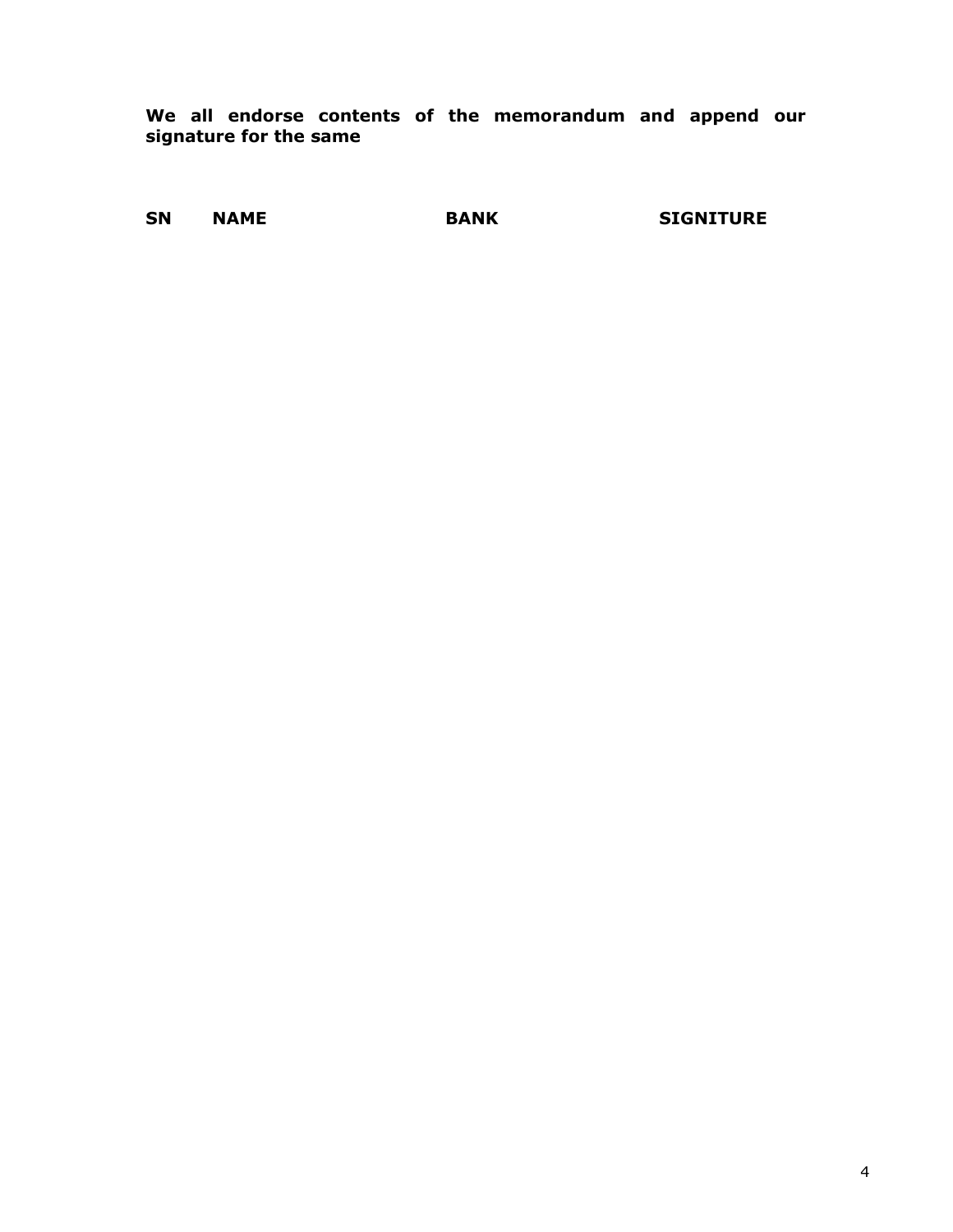**We all endorse contents of the memorandum and append our signature for the same**

| SN | NAME | BANK | SIGNITURE |
| --- | --- | --- | --- |